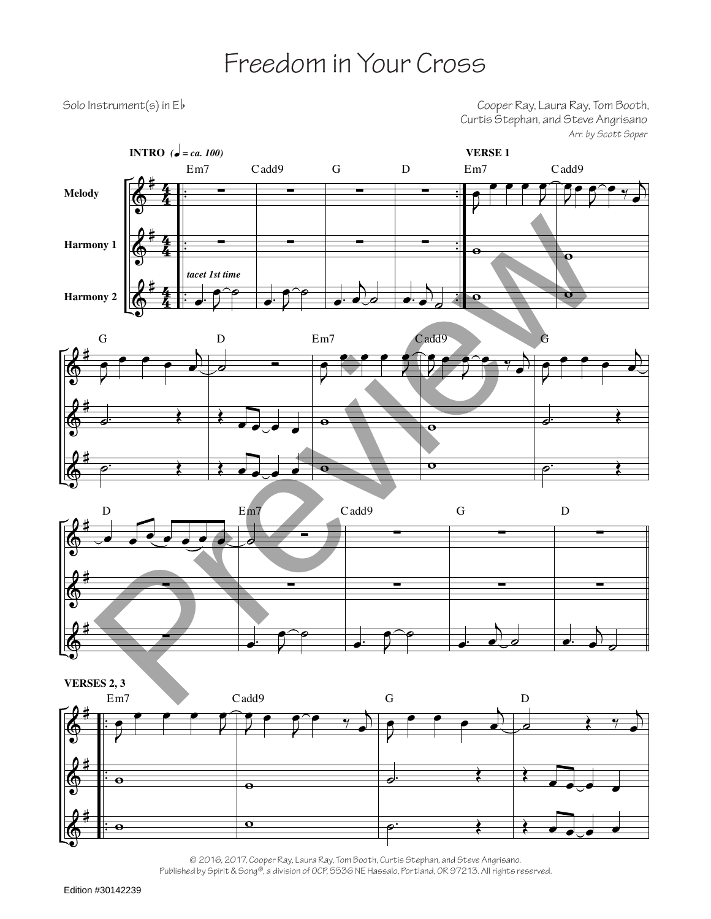# Freedom in Your Cross

Solo Instrument(s) in E♭

Cooper Ray, Laura Ray, Tom Booth, Curtis Stephan, and Steve Angrisano

*Arr. by Scott Soper*

**INTRO** (♩ = ca. 100)

Em7 Cadd9 G D

**VERSE 1**

Em7 Cadd9 G D Em7 Cadd9 G D Em7 Cadd9 G D

*tacet 1st time*

Melody

Harmony 1

Harmony 2

**VERSES 2, 3**

Em7 Cadd9 G D

© 2016, 2017, Cooper Ray, Laura Ray, Tom Booth, Curtis Stephan, and Steve Angrisano.
Published by Spirit & Song®, a division of OCP, 5536 NE Hassalo, Portland, OR 97213. All rights reserved.

Edition #30142239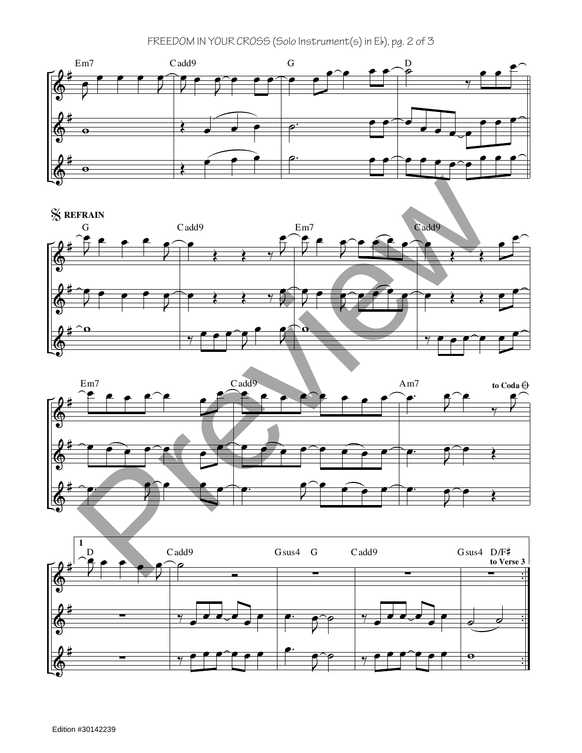Em7 Cadd9 G D

REFRAIN

G Cadd9 Em7 Cadd9

Em7 Cadd9 Am7 to Coda

1

D Cadd9 Gsus4 G Cadd9 Gsus4 D/F♯

to Verse 3

Edition #30142239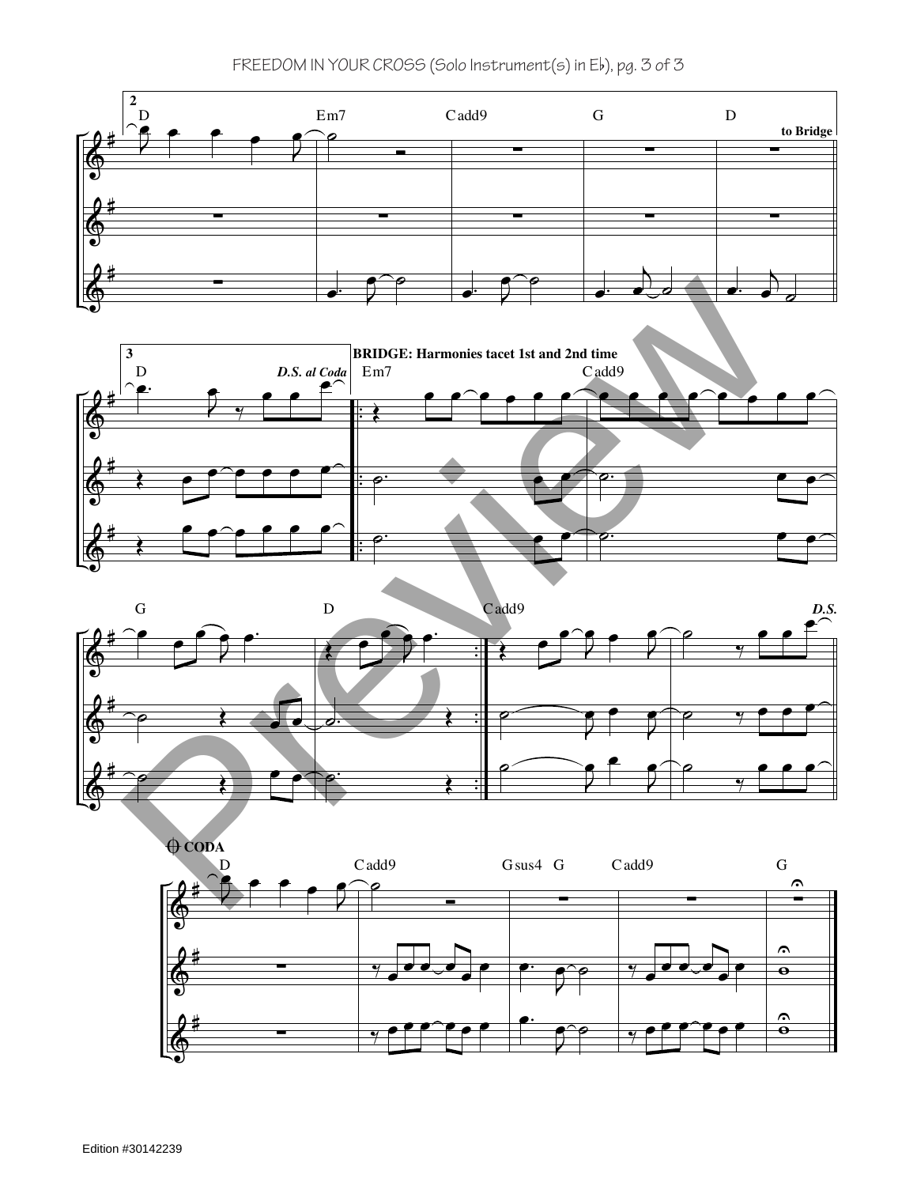2

D Em7 Cadd9 G D

to Bridge

3

D

*D.S. al Coda*

**BRIDGE: Harmonies tacet 1st and 2nd time**

Em7 Cadd9

G D Cadd9

*D.S.*

**CODA**

D Cadd9 Gsus4 G Cadd9 G

Edition #30142239